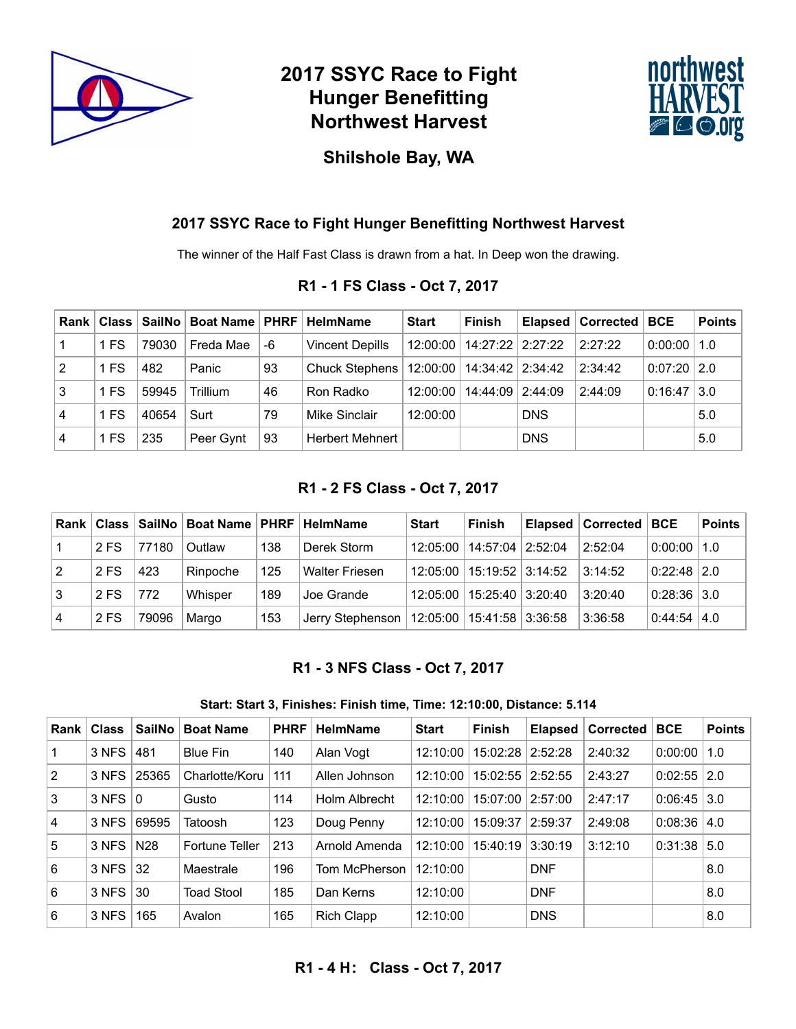# 2017 SSYC Race to Fight Hunger Benefitting Northwest Harvest

## Shilshole Bay, WA

### 2017 SSYC Race to Fight Hunger Benefitting Northwest Harvest

The winner of the Half Fast Class is drawn from a hat. In Deep won the drawing.

### R1 - 1 FS Class - Oct 7, 2017

| Rank | Class | SailNo | Boat Name | PHRF | HelmName | Start | Finish | Elapsed | Corrected | BCE | Points |
|---|---|---|---|---|---|---|---|---|---|---|---|
| 1 | 1 FS | 79030 | Freda Mae | -6 | Vincent Depills | 12:00:00 | 14:27:22 | 2:27:22 | 2:27:22 | 0:00:00 | 1.0 |
| 2 | 1 FS | 482 | Panic | 93 | Chuck Stephens | 12:00:00 | 14:34:42 | 2:34:42 | 2:34:42 | 0:07:20 | 2.0 |
| 3 | 1 FS | 59945 | Trillium | 46 | Ron Radko | 12:00:00 | 14:44:09 | 2:44:09 | 2:44:09 | 0:16:47 | 3.0 |
| 4 | 1 FS | 40654 | Surt | 79 | Mike Sinclair | 12:00:00 | | DNS | | | 5.0 |
| 4 | 1 FS | 235 | Peer Gynt | 93 | Herbert Mehnert | | | DNS | | | 5.0 |

### R1 - 2 FS Class - Oct 7, 2017

| Rank | Class | SailNo | Boat Name | PHRF | HelmName | Start | Finish | Elapsed | Corrected | BCE | Points |
|---|---|---|---|---|---|---|---|---|---|---|---|
| 1 | 2 FS | 77180 | Outlaw | 138 | Derek Storm | 12:05:00 | 14:57:04 | 2:52:04 | 2:52:04 | 0:00:00 | 1.0 |
| 2 | 2 FS | 423 | Rinpoche | 125 | Walter Friesen | 12:05:00 | 15:19:52 | 3:14:52 | 3:14:52 | 0:22:48 | 2.0 |
| 3 | 2 FS | 772 | Whisper | 189 | Joe Grande | 12:05:00 | 15:25:40 | 3:20:40 | 3:20:40 | 0:28:36 | 3.0 |
| 4 | 2 FS | 79096 | Margo | 153 | Jerry Stephenson | 12:05:00 | 15:41:58 | 3:36:58 | 3:36:58 | 0:44:54 | 4.0 |

### R1 - 3 NFS Class - Oct 7, 2017

**Start: Start 3, Finishes: Finish time, Time: 12:10:00, Distance: 5.114**

| Rank | Class | SailNo | Boat Name | PHRF | HelmName | Start | Finish | Elapsed | Corrected | BCE | Points |
|---|---|---|---|---|---|---|---|---|---|---|---|
| 1 | 3 NFS | 481 | Blue Fin | 140 | Alan Vogt | 12:10:00 | 15:02:28 | 2:52:28 | 2:40:32 | 0:00:00 | 1.0 |
| 2 | 3 NFS | 25365 | Charlotte/Koru | 111 | Allen Johnson | 12:10:00 | 15:02:55 | 2:52:55 | 2:43:27 | 0:02:55 | 2.0 |
| 3 | 3 NFS | 0 | Gusto | 114 | Holm Albrecht | 12:10:00 | 15:07:00 | 2:57:00 | 2:47:17 | 0:06:45 | 3.0 |
| 4 | 3 NFS | 69595 | Tatoosh | 123 | Doug Penny | 12:10:00 | 15:09:37 | 2:59:37 | 2:49:08 | 0:08:36 | 4.0 |
| 5 | 3 NFS | N28 | Fortune Teller | 213 | Arnold Amenda | 12:10:00 | 15:40:19 | 3:30:19 | 3:12:10 | 0:31:38 | 5.0 |
| 6 | 3 NFS | 32 | Maestrale | 196 | Tom McPherson | 12:10:00 | | DNF | | | 8.0 |
| 6 | 3 NFS | 30 | Toad Stool | 185 | Dan Kerns | 12:10:00 | | DNF | | | 8.0 |
| 6 | 3 NFS | 165 | Avalon | 165 | Rich Clapp | 12:10:00 | | DNS | | | 8.0 |

### R1 - 4 H: Class - Oct 7, 2017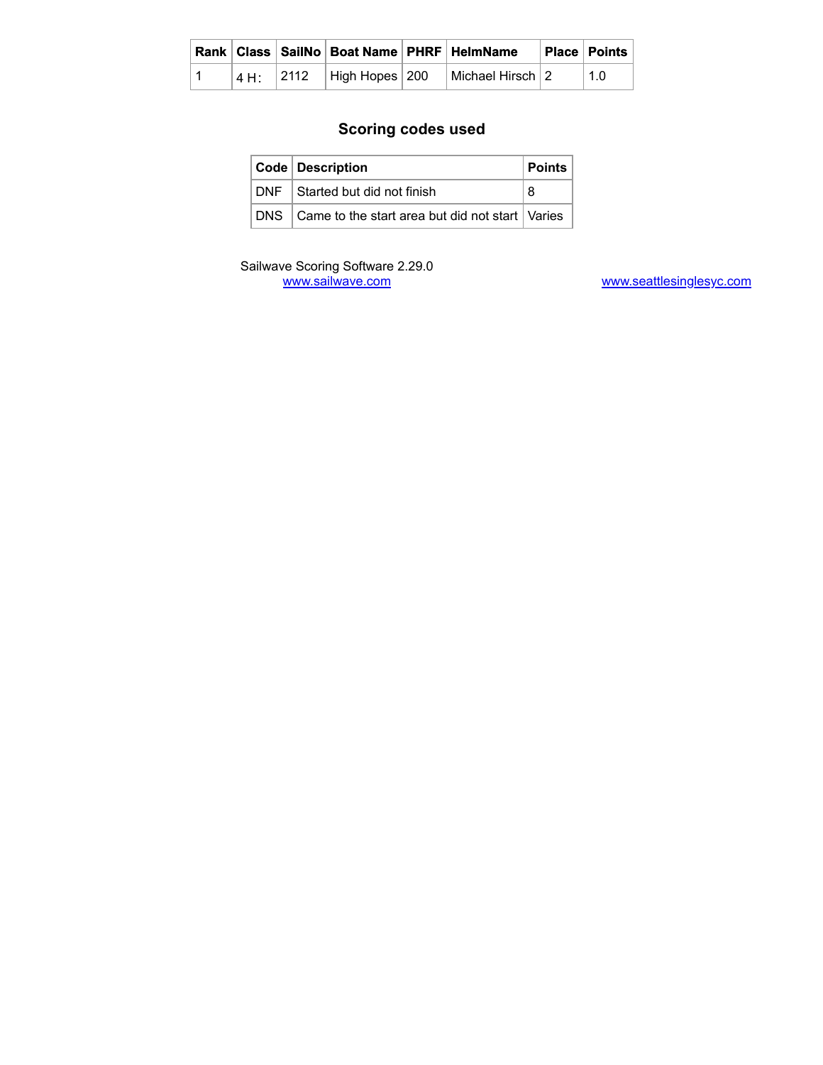| Rank | Class | SailNo | Boat Name | PHRF | HelmName | Place | Points |
|---|---|---|---|---|---|---|---|
| 1 | 4 H: | 2112 | High Hopes | 200 | Michael Hirsch | 2 | 1.0 |

## Scoring codes used

| Code | Description | Points |
|---|---|---|
| DNF | Started but did not finish | 8 |
| DNS | Came to the start area but did not start | Varies |

Sailwave Scoring Software 2.29.0
www.sailwave.com

www.seattlesinglesyc.com